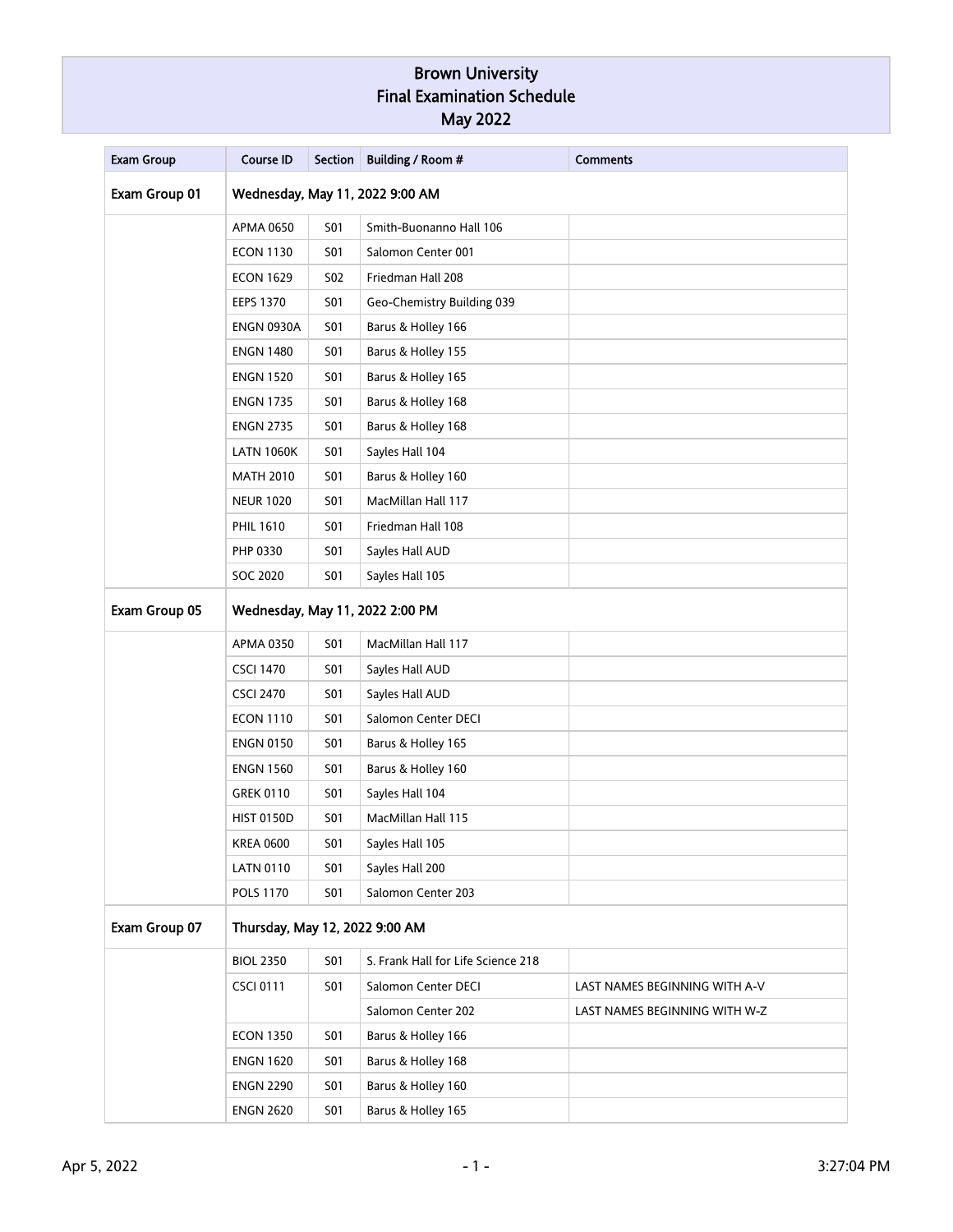# Brown University
# Final Examination Schedule
# May 2022

| Exam Group | Course ID | Section | Building / Room # | Comments |
|---|---|---|---|---|
| **Exam Group 01** | **Wednesday, May 11, 2022 9:00 AM** | | | |
| | APMA 0650 | S01 | Smith-Buonanno Hall 106 | |
| | ECON 1130 | S01 | Salomon Center 001 | |
| | ECON 1629 | S02 | Friedman Hall 208 | |
| | EEPS 1370 | S01 | Geo-Chemistry Building 039 | |
| | ENGN 0930A | S01 | Barus & Holley 166 | |
| | ENGN 1480 | S01 | Barus & Holley 155 | |
| | ENGN 1520 | S01 | Barus & Holley 165 | |
| | ENGN 1735 | S01 | Barus & Holley 168 | |
| | ENGN 2735 | S01 | Barus & Holley 168 | |
| | LATN 1060K | S01 | Sayles Hall 104 | |
| | MATH 2010 | S01 | Barus & Holley 160 | |
| | NEUR 1020 | S01 | MacMillan Hall 117 | |
| | PHIL 1610 | S01 | Friedman Hall 108 | |
| | PHP 0330 | S01 | Sayles Hall AUD | |
| | SOC 2020 | S01 | Sayles Hall 105 | |
| **Exam Group 05** | **Wednesday, May 11, 2022 2:00 PM** | | | |
| | APMA 0350 | S01 | MacMillan Hall 117 | |
| | CSCI 1470 | S01 | Sayles Hall AUD | |
| | CSCI 2470 | S01 | Sayles Hall AUD | |
| | ECON 1110 | S01 | Salomon Center DECI | |
| | ENGN 0150 | S01 | Barus & Holley 165 | |
| | ENGN 1560 | S01 | Barus & Holley 160 | |
| | GREK 0110 | S01 | Sayles Hall 104 | |
| | HIST 0150D | S01 | MacMillan Hall 115 | |
| | KREA 0600 | S01 | Sayles Hall 105 | |
| | LATN 0110 | S01 | Sayles Hall 200 | |
| | POLS 1170 | S01 | Salomon Center 203 | |
| **Exam Group 07** | **Thursday, May 12, 2022 9:00 AM** | | | |
| | BIOL 2350 | S01 | S. Frank Hall for Life Science 218 | |
| | CSCI 0111 | S01 | Salomon Center DECI | LAST NAMES BEGINNING WITH A-V |
| | | | Salomon Center 202 | LAST NAMES BEGINNING WITH W-Z |
| | ECON 1350 | S01 | Barus & Holley 166 | |
| | ENGN 1620 | S01 | Barus & Holley 168 | |
| | ENGN 2290 | S01 | Barus & Holley 160 | |
| | ENGN 2620 | S01 | Barus & Holley 165 | |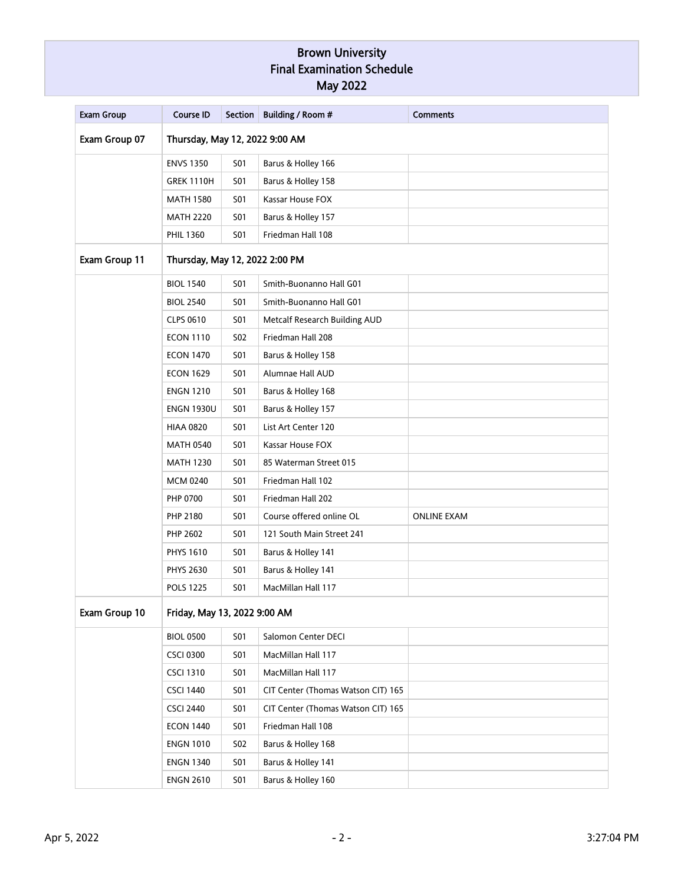# Brown University
## Final Examination Schedule
## May 2022

| Exam Group | Course ID | Section | Building / Room # | Comments |
|---|---|---|---|---|
| Exam Group 07 | Thursday, May 12, 2022 9:00 AM | | | |
| | ENVS 1350 | S01 | Barus & Holley 166 | |
| | GREK 1110H | S01 | Barus & Holley 158 | |
| | MATH 1580 | S01 | Kassar House FOX | |
| | MATH 2220 | S01 | Barus & Holley 157 | |
| | PHIL 1360 | S01 | Friedman Hall 108 | |
| Exam Group 11 | Thursday, May 12, 2022 2:00 PM | | | |
| | BIOL 1540 | S01 | Smith-Buonanno Hall G01 | |
| | BIOL 2540 | S01 | Smith-Buonanno Hall G01 | |
| | CLPS 0610 | S01 | Metcalf Research Building AUD | |
| | ECON 1110 | S02 | Friedman Hall 208 | |
| | ECON 1470 | S01 | Barus & Holley 158 | |
| | ECON 1629 | S01 | Alumnae Hall AUD | |
| | ENGN 1210 | S01 | Barus & Holley 168 | |
| | ENGN 1930U | S01 | Barus & Holley 157 | |
| | HIAA 0820 | S01 | List Art Center 120 | |
| | MATH 0540 | S01 | Kassar House FOX | |
| | MATH 1230 | S01 | 85 Waterman Street 015 | |
| | MCM 0240 | S01 | Friedman Hall 102 | |
| | PHP 0700 | S01 | Friedman Hall 202 | |
| | PHP 2180 | S01 | Course offered online OL | ONLINE EXAM |
| | PHP 2602 | S01 | 121 South Main Street 241 | |
| | PHYS 1610 | S01 | Barus & Holley 141 | |
| | PHYS 2630 | S01 | Barus & Holley 141 | |
| | POLS 1225 | S01 | MacMillan Hall 117 | |
| Exam Group 10 | Friday, May 13, 2022 9:00 AM | | | |
| | BIOL 0500 | S01 | Salomon Center DECI | |
| | CSCI 0300 | S01 | MacMillan Hall 117 | |
| | CSCI 1310 | S01 | MacMillan Hall 117 | |
| | CSCI 1440 | S01 | CIT Center (Thomas Watson CIT) 165 | |
| | CSCI 2440 | S01 | CIT Center (Thomas Watson CIT) 165 | |
| | ECON 1440 | S01 | Friedman Hall 108 | |
| | ENGN 1010 | S02 | Barus & Holley 168 | |
| | ENGN 1340 | S01 | Barus & Holley 141 | |
| | ENGN 2610 | S01 | Barus & Holley 160 | |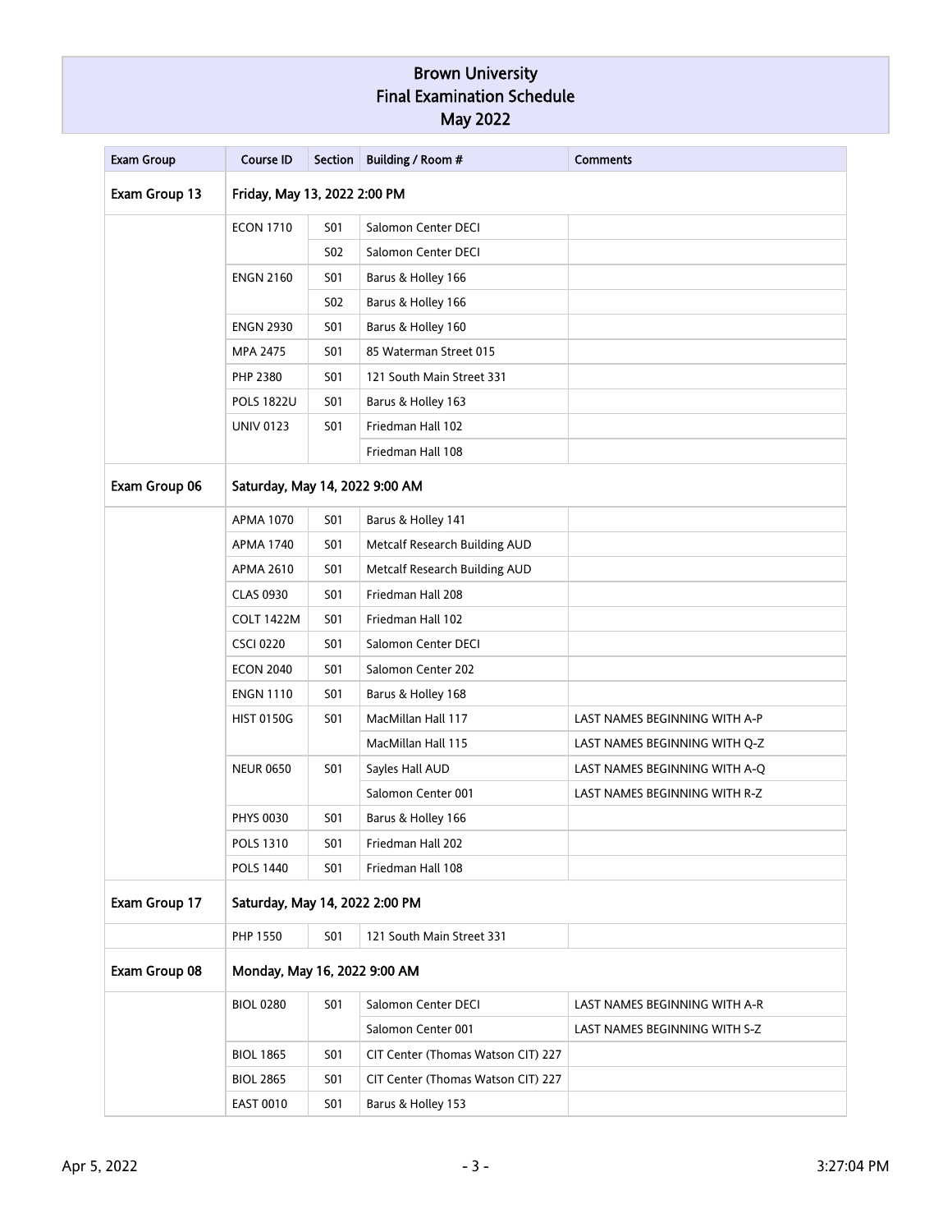# Brown University
## Final Examination Schedule
## May 2022

| Exam Group | Course ID | Section | Building / Room # | Comments |
|---|---|---|---|---|
| Exam Group 13 | Friday, May 13, 2022 2:00 PM | | | |
| | ECON 1710 | S01 | Salomon Center DECI | |
| | | S02 | Salomon Center DECI | |
| | ENGN 2160 | S01 | Barus & Holley 166 | |
| | | S02 | Barus & Holley 166 | |
| | ENGN 2930 | S01 | Barus & Holley 160 | |
| | MPA 2475 | S01 | 85 Waterman Street 015 | |
| | PHP 2380 | S01 | 121 South Main Street 331 | |
| | POLS 1822U | S01 | Barus & Holley 163 | |
| | UNIV 0123 | S01 | Friedman Hall 102 | |
| | | | Friedman Hall 108 | |
| Exam Group 06 | Saturday, May 14, 2022 9:00 AM | | | |
| | APMA 1070 | S01 | Barus & Holley 141 | |
| | APMA 1740 | S01 | Metcalf Research Building AUD | |
| | APMA 2610 | S01 | Metcalf Research Building AUD | |
| | CLAS 0930 | S01 | Friedman Hall 208 | |
| | COLT 1422M | S01 | Friedman Hall 102 | |
| | CSCI 0220 | S01 | Salomon Center DECI | |
| | ECON 2040 | S01 | Salomon Center 202 | |
| | ENGN 1110 | S01 | Barus & Holley 168 | |
| | HIST 0150G | S01 | MacMillan Hall 117 | LAST NAMES BEGINNING WITH A-P |
| | | | MacMillan Hall 115 | LAST NAMES BEGINNING WITH Q-Z |
| | NEUR 0650 | S01 | Sayles Hall AUD | LAST NAMES BEGINNING WITH A-Q |
| | | | Salomon Center 001 | LAST NAMES BEGINNING WITH R-Z |
| | PHYS 0030 | S01 | Barus & Holley 166 | |
| | POLS 1310 | S01 | Friedman Hall 202 | |
| | POLS 1440 | S01 | Friedman Hall 108 | |
| Exam Group 17 | Saturday, May 14, 2022 2:00 PM | | | |
| | PHP 1550 | S01 | 121 South Main Street 331 | |
| Exam Group 08 | Monday, May 16, 2022 9:00 AM | | | |
| | BIOL 0280 | S01 | Salomon Center DECI | LAST NAMES BEGINNING WITH A-R |
| | | | Salomon Center 001 | LAST NAMES BEGINNING WITH S-Z |
| | BIOL 1865 | S01 | CIT Center (Thomas Watson CIT) 227 | |
| | BIOL 2865 | S01 | CIT Center (Thomas Watson CIT) 227 | |
| | EAST 0010 | S01 | Barus & Holley 153 | |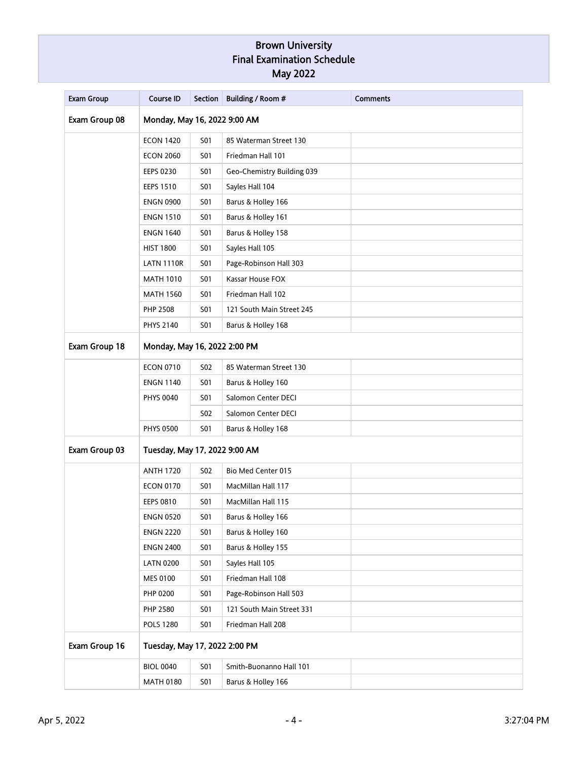# Brown University
## Final Examination Schedule
## May 2022

| Exam Group | Course ID | Section | Building / Room # | Comments |
|---|---|---|---|---|
| **Exam Group 08** | **Monday, May 16, 2022 9:00 AM** | | | |
| | ECON 1420 | S01 | 85 Waterman Street 130 | |
| | ECON 2060 | S01 | Friedman Hall 101 | |
| | EEPS 0230 | S01 | Geo-Chemistry Building 039 | |
| | EEPS 1510 | S01 | Sayles Hall 104 | |
| | ENGN 0900 | S01 | Barus & Holley 166 | |
| | ENGN 1510 | S01 | Barus & Holley 161 | |
| | ENGN 1640 | S01 | Barus & Holley 158 | |
| | HIST 1800 | S01 | Sayles Hall 105 | |
| | LATN 1110R | S01 | Page-Robinson Hall 303 | |
| | MATH 1010 | S01 | Kassar House FOX | |
| | MATH 1560 | S01 | Friedman Hall 102 | |
| | PHP 2508 | S01 | 121 South Main Street 245 | |
| | PHYS 2140 | S01 | Barus & Holley 168 | |
| **Exam Group 18** | **Monday, May 16, 2022 2:00 PM** | | | |
| | ECON 0710 | S02 | 85 Waterman Street 130 | |
| | ENGN 1140 | S01 | Barus & Holley 160 | |
| | PHYS 0040 | S01 | Salomon Center DECI | |
| | | S02 | Salomon Center DECI | |
| | PHYS 0500 | S01 | Barus & Holley 168 | |
| **Exam Group 03** | **Tuesday, May 17, 2022 9:00 AM** | | | |
| | ANTH 1720 | S02 | Bio Med Center 015 | |
| | ECON 0170 | S01 | MacMillan Hall 117 | |
| | EEPS 0810 | S01 | MacMillan Hall 115 | |
| | ENGN 0520 | S01 | Barus & Holley 166 | |
| | ENGN 2220 | S01 | Barus & Holley 160 | |
| | ENGN 2400 | S01 | Barus & Holley 155 | |
| | LATN 0200 | S01 | Sayles Hall 105 | |
| | MES 0100 | S01 | Friedman Hall 108 | |
| | PHP 0200 | S01 | Page-Robinson Hall 503 | |
| | PHP 2580 | S01 | 121 South Main Street 331 | |
| | POLS 1280 | S01 | Friedman Hall 208 | |
| **Exam Group 16** | **Tuesday, May 17, 2022 2:00 PM** | | | |
| | BIOL 0040 | S01 | Smith-Buonanno Hall 101 | |
| | MATH 0180 | S01 | Barus & Holley 166 | |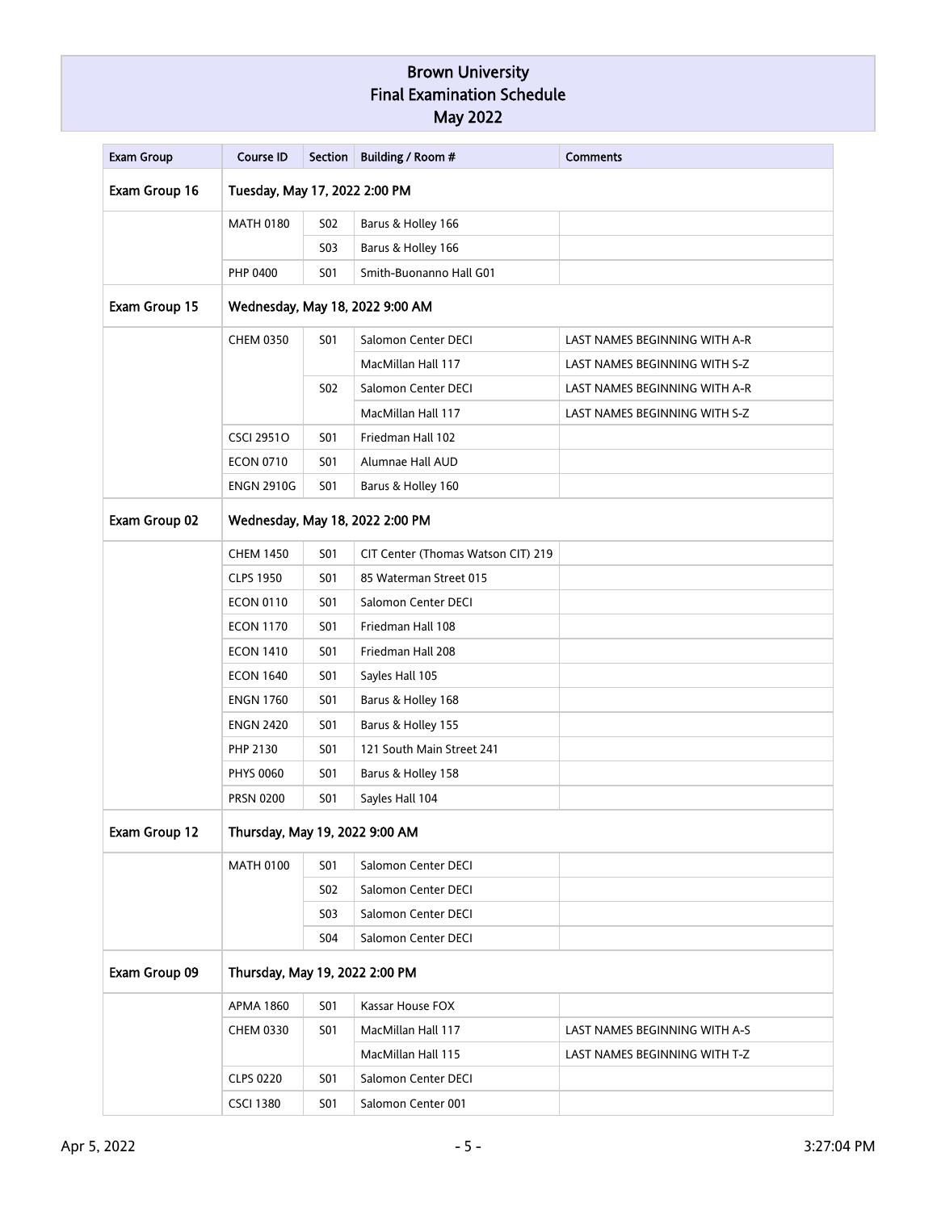# Brown University
# Final Examination Schedule
# May 2022

| Exam Group | Course ID | Section | Building / Room # | Comments |
|---|---|---|---|---|
| **Exam Group 16** | **Tuesday, May 17, 2022 2:00 PM** | | | |
| | MATH 0180 | S02 | Barus & Holley 166 | |
| | | S03 | Barus & Holley 166 | |
| | PHP 0400 | S01 | Smith-Buonanno Hall G01 | |
| **Exam Group 15** | **Wednesday, May 18, 2022 9:00 AM** | | | |
| | CHEM 0350 | S01 | Salomon Center DECI | LAST NAMES BEGINNING WITH A-R |
| | | | MacMillan Hall 117 | LAST NAMES BEGINNING WITH S-Z |
| | | S02 | Salomon Center DECI | LAST NAMES BEGINNING WITH A-R |
| | | | MacMillan Hall 117 | LAST NAMES BEGINNING WITH S-Z |
| | CSCI 2951O | S01 | Friedman Hall 102 | |
| | ECON 0710 | S01 | Alumnae Hall AUD | |
| | ENGN 2910G | S01 | Barus & Holley 160 | |
| **Exam Group 02** | **Wednesday, May 18, 2022 2:00 PM** | | | |
| | CHEM 1450 | S01 | CIT Center (Thomas Watson CIT) 219 | |
| | CLPS 1950 | S01 | 85 Waterman Street 015 | |
| | ECON 0110 | S01 | Salomon Center DECI | |
| | ECON 1170 | S01 | Friedman Hall 108 | |
| | ECON 1410 | S01 | Friedman Hall 208 | |
| | ECON 1640 | S01 | Sayles Hall 105 | |
| | ENGN 1760 | S01 | Barus & Holley 168 | |
| | ENGN 2420 | S01 | Barus & Holley 155 | |
| | PHP 2130 | S01 | 121 South Main Street 241 | |
| | PHYS 0060 | S01 | Barus & Holley 158 | |
| | PRSN 0200 | S01 | Sayles Hall 104 | |
| **Exam Group 12** | **Thursday, May 19, 2022 9:00 AM** | | | |
| | MATH 0100 | S01 | Salomon Center DECI | |
| | | S02 | Salomon Center DECI | |
| | | S03 | Salomon Center DECI | |
| | | S04 | Salomon Center DECI | |
| **Exam Group 09** | **Thursday, May 19, 2022 2:00 PM** | | | |
| | APMA 1860 | S01 | Kassar House FOX | |
| | CHEM 0330 | S01 | MacMillan Hall 117 | LAST NAMES BEGINNING WITH A-S |
| | | | MacMillan Hall 115 | LAST NAMES BEGINNING WITH T-Z |
| | CLPS 0220 | S01 | Salomon Center DECI | |
| | CSCI 1380 | S01 | Salomon Center 001 | |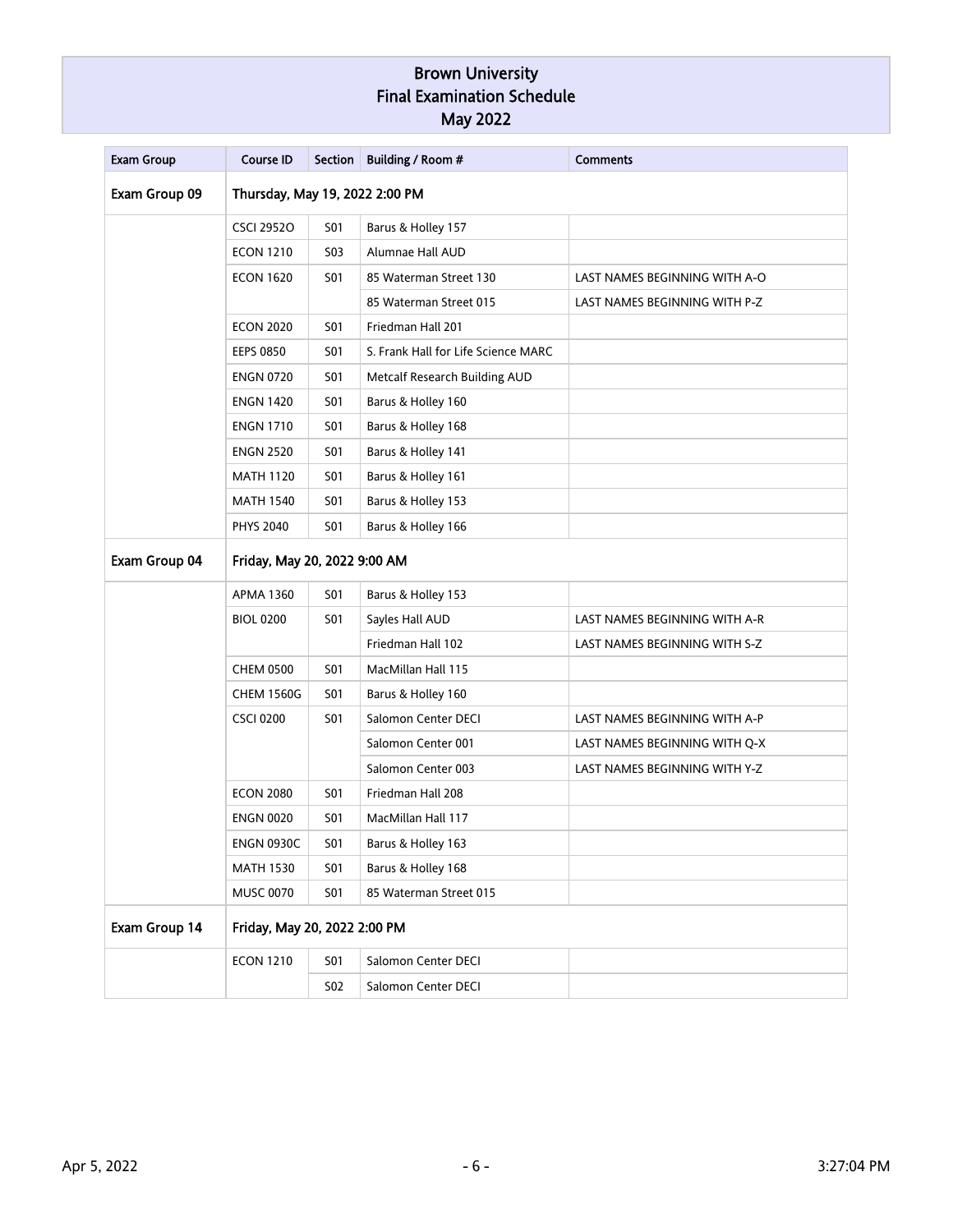# Brown University
## Final Examination Schedule
## May 2022

| Exam Group | Course ID | Section | Building / Room # | Comments |
|---|---|---|---|---|
| Exam Group 09 | Thursday, May 19, 2022 2:00 PM | | | |
| | CSCI 2952O | S01 | Barus & Holley 157 | |
| | ECON 1210 | S03 | Alumnae Hall AUD | |
| | ECON 1620 | S01 | 85 Waterman Street 130 | LAST NAMES BEGINNING WITH A-O |
| | | | 85 Waterman Street 015 | LAST NAMES BEGINNING WITH P-Z |
| | ECON 2020 | S01 | Friedman Hall 201 | |
| | EEPS 0850 | S01 | S. Frank Hall for Life Science MARC | |
| | ENGN 0720 | S01 | Metcalf Research Building AUD | |
| | ENGN 1420 | S01 | Barus & Holley 160 | |
| | ENGN 1710 | S01 | Barus & Holley 168 | |
| | ENGN 2520 | S01 | Barus & Holley 141 | |
| | MATH 1120 | S01 | Barus & Holley 161 | |
| | MATH 1540 | S01 | Barus & Holley 153 | |
| | PHYS 2040 | S01 | Barus & Holley 166 | |
| Exam Group 04 | Friday, May 20, 2022 9:00 AM | | | |
| | APMA 1360 | S01 | Barus & Holley 153 | |
| | BIOL 0200 | S01 | Sayles Hall AUD | LAST NAMES BEGINNING WITH A-R |
| | | | Friedman Hall 102 | LAST NAMES BEGINNING WITH S-Z |
| | CHEM 0500 | S01 | MacMillan Hall 115 | |
| | CHEM 1560G | S01 | Barus & Holley 160 | |
| | CSCI 0200 | S01 | Salomon Center DECI | LAST NAMES BEGINNING WITH A-P |
| | | | Salomon Center 001 | LAST NAMES BEGINNING WITH Q-X |
| | | | Salomon Center 003 | LAST NAMES BEGINNING WITH Y-Z |
| | ECON 2080 | S01 | Friedman Hall 208 | |
| | ENGN 0020 | S01 | MacMillan Hall 117 | |
| | ENGN 0930C | S01 | Barus & Holley 163 | |
| | MATH 1530 | S01 | Barus & Holley 168 | |
| | MUSC 0070 | S01 | 85 Waterman Street 015 | |
| Exam Group 14 | Friday, May 20, 2022 2:00 PM | | | |
| | ECON 1210 | S01 | Salomon Center DECI | |
| | | S02 | Salomon Center DECI | |